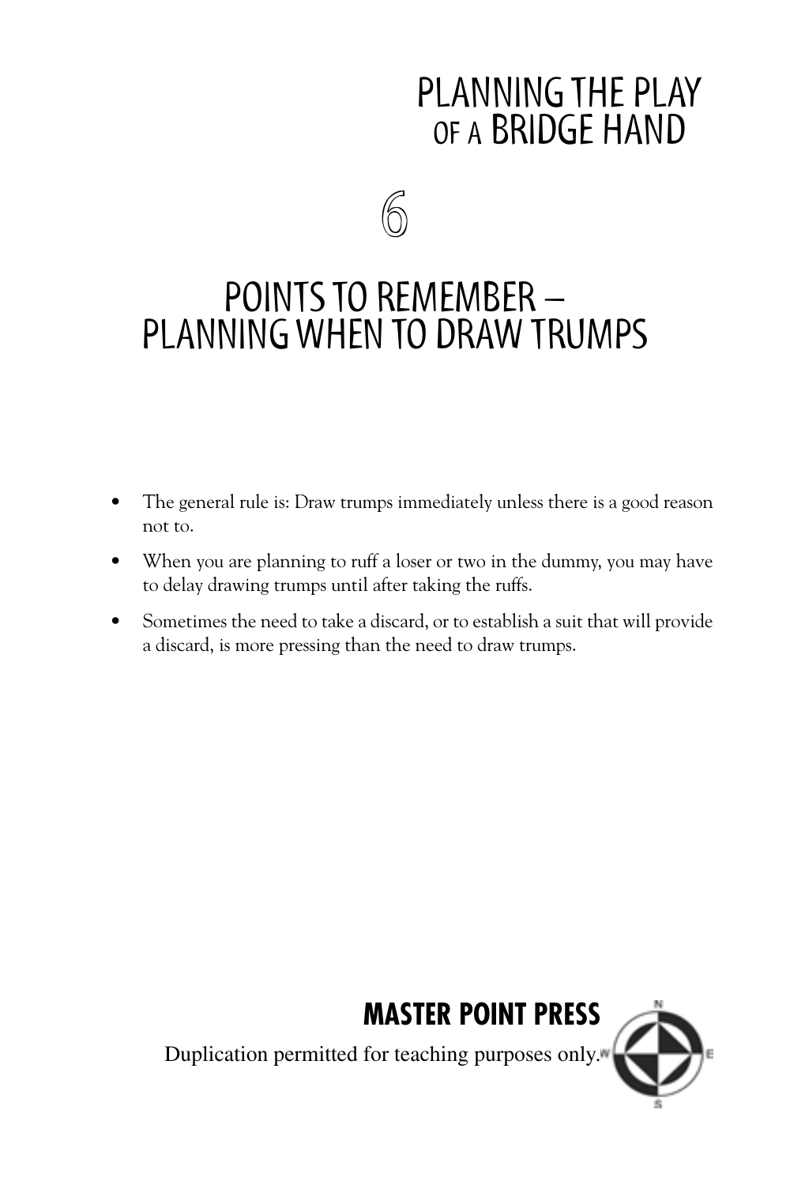# PLANNING THE PLAY OF A BRIDGE HAND

## 6

## POINTS TO REMEMBER – PLANNING WHEN TO DRAW TRUMPS

- The general rule is: Draw trumps immediately unless there is a good reason not to.
- When you are planning to ruff a loser or two in the dummy, you may have to delay drawing trumps until after taking the ruffs.
- Sometimes the need to take a discard, or to establish a suit that will provide a discard, is more pressing than the need to draw trumps.

**MASTER POINT PRESS**

Duplication permitted for teaching purposes only.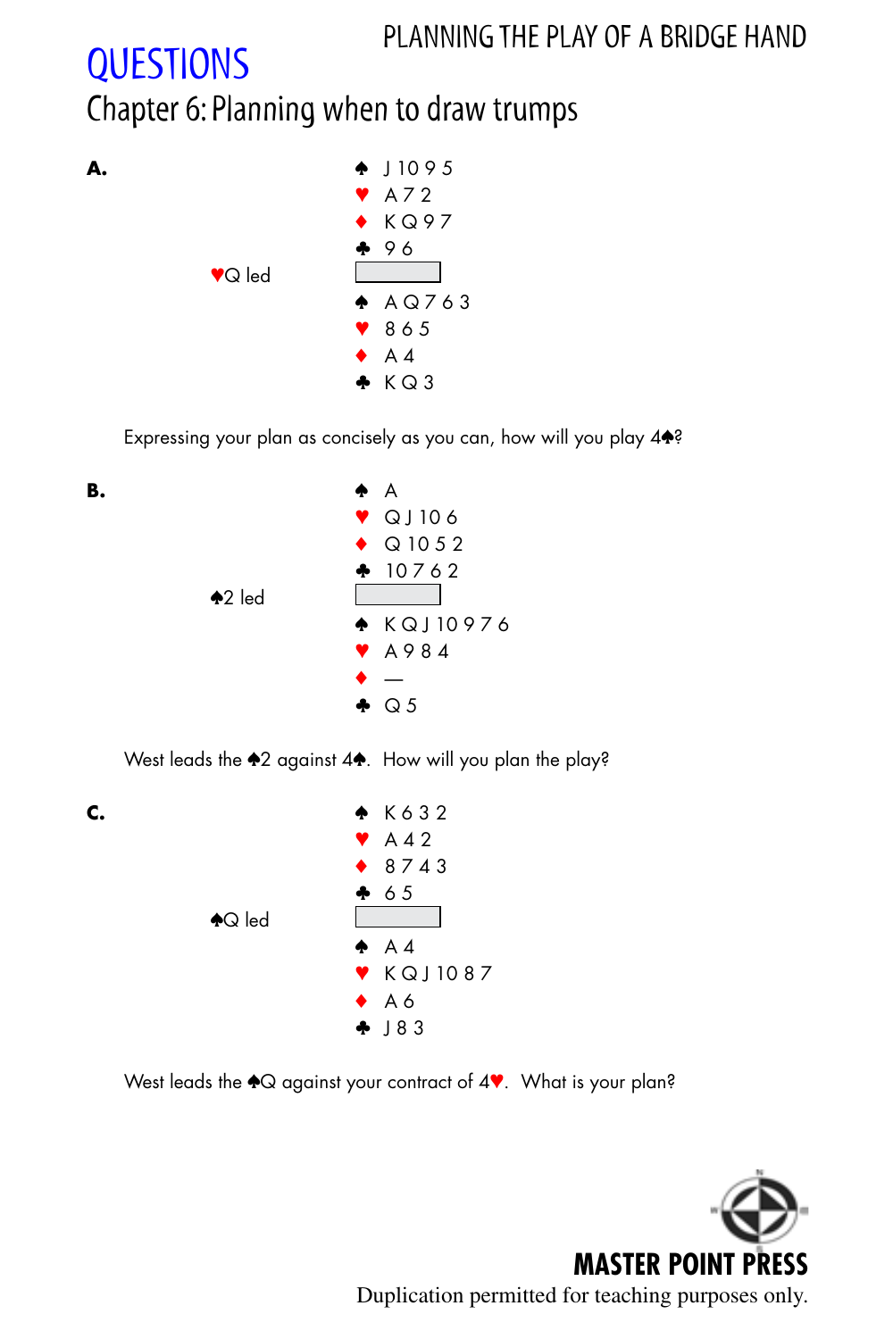# QUESTIONS

## Chapter 6: Planning when to draw trumps

**A.**

```
          ♠ J 10 9 5
          ♥ A 7 2
          ♦ K Q 9 7
          ♣ 9 6
♥Q led
          ♠ A Q 7 6 3
          ♥ 8 6 5
          ♦ A 4
          ♣ K Q 3
```

Expressing your plan as concisely as you can, how will you play 4♠?

**B.**

```
          ♠ A
          ♥ Q J 10 6
          ♦ Q 10 5 2
          ♣ 10 7 6 2
♠2 led
          ♠ K Q J 10 9 7 6
          ♥ A 9 8 4
          ♦ —
          ♣ Q 5
```

West leads the ♠2 against 4♠. How will you plan the play?

**C.**

```
          ♠ K 6 3 2
          ♥ A 4 2
          ♦ 8 7 4 3
          ♣ 6 5
♠Q led
          ♠ A 4
          ♥ K Q J 10 8 7
          ♦ A 6
          ♣ J 8 3
```

West leads the ♠Q against your contract of 4♥. What is your plan?

**MASTER POINT PRESS**

Duplication permitted for teaching purposes only.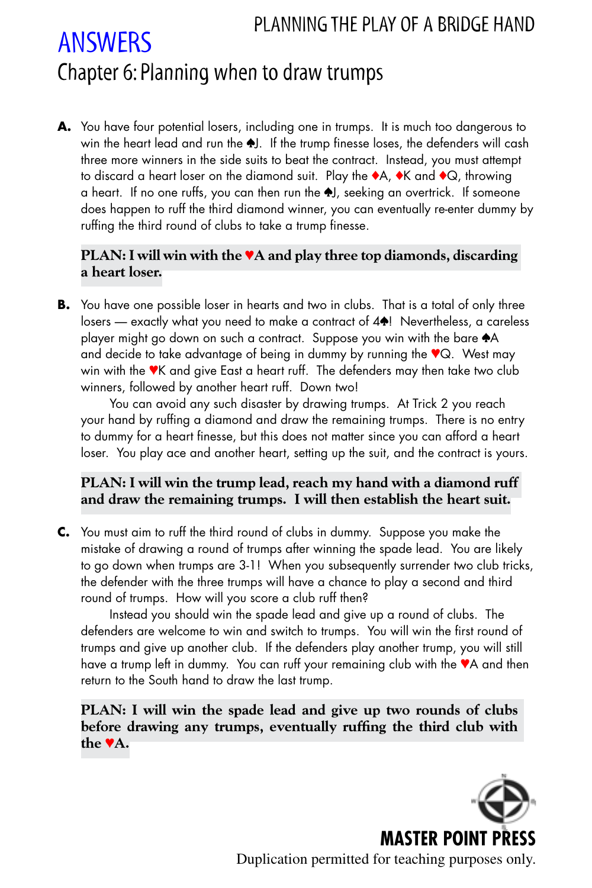# ANSWERS

## Chapter 6: Planning when to draw trumps

**A.** You have four potential losers, including one in trumps. It is much too dangerous to win the heart lead and run the ♠J. If the trump finesse loses, the defenders will cash three more winners in the side suits to beat the contract. Instead, you must attempt to discard a heart loser on the diamond suit. Play the ♦A, ♦K and ♦Q, throwing a heart. If no one ruffs, you can then run the ♠J, seeking an overtrick. If someone does happen to ruff the third diamond winner, you can eventually re-enter dummy by ruffing the third round of clubs to take a trump finesse.

**PLAN: I will win with the ♥A and play three top diamonds, discarding a heart loser.**

**B.** You have one possible loser in hearts and two in clubs. That is a total of only three losers — exactly what you need to make a contract of 4♠! Nevertheless, a careless player might go down on such a contract. Suppose you win with the bare ♠A and decide to take advantage of being in dummy by running the ♥Q. West may win with the ♥K and give East a heart ruff. The defenders may then take two club winners, followed by another heart ruff. Down two!

You can avoid any such disaster by drawing trumps. At Trick 2 you reach your hand by ruffing a diamond and draw the remaining trumps. There is no entry to dummy for a heart finesse, but this does not matter since you can afford a heart loser. You play ace and another heart, setting up the suit, and the contract is yours.

**PLAN: I will win the trump lead, reach my hand with a diamond ruff and draw the remaining trumps. I will then establish the heart suit.**

**C.** You must aim to ruff the third round of clubs in dummy. Suppose you make the mistake of drawing a round of trumps after winning the spade lead. You are likely to go down when trumps are 3-1! When you subsequently surrender two club tricks, the defender with the three trumps will have a chance to play a second and third round of trumps. How will you score a club ruff then?

Instead you should win the spade lead and give up a round of clubs. The defenders are welcome to win and switch to trumps. You will win the first round of trumps and give up another club. If the defenders play another trump, you will still have a trump left in dummy. You can ruff your remaining club with the ♥A and then return to the South hand to draw the last trump.

**PLAN: I will win the spade lead and give up two rounds of clubs before drawing any trumps, eventually ruffing the third club with the ♥A.**

MASTER POINT PRESS

Duplication permitted for teaching purposes only.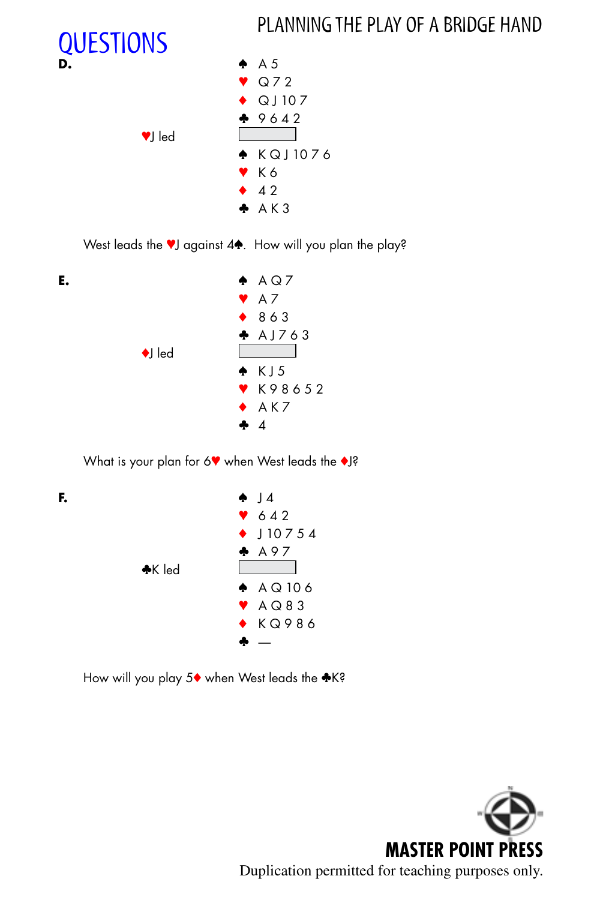# QUESTIONS

**D.**

```
            ♠ A 5
            ♥ Q 7 2
            ♦ Q J 10 7
            ♣ 9 6 4 2
♥J led
            ♠ K Q J 10 7 6
            ♥ K 6
            ♦ 4 2
            ♣ A K 3
```

West leads the ♥J against 4♠. How will you plan the play?

**E.**

```
            ♠ A Q 7
            ♥ A 7
            ♦ 8 6 3
            ♣ A J 7 6 3
♦J led
            ♠ K J 5
            ♥ K 9 8 6 5 2
            ♦ A K 7
            ♣ 4
```

What is your plan for 6♥ when West leads the ♦J?

**F.**

```
            ♠ J 4
            ♥ 6 4 2
            ♦ J 10 7 5 4
            ♣ A 9 7
♣K led
            ♠ A Q 10 6
            ♥ A Q 8 3
            ♦ K Q 9 8 6
            ♣ —
```

How will you play 5♦ when West leads the ♣K?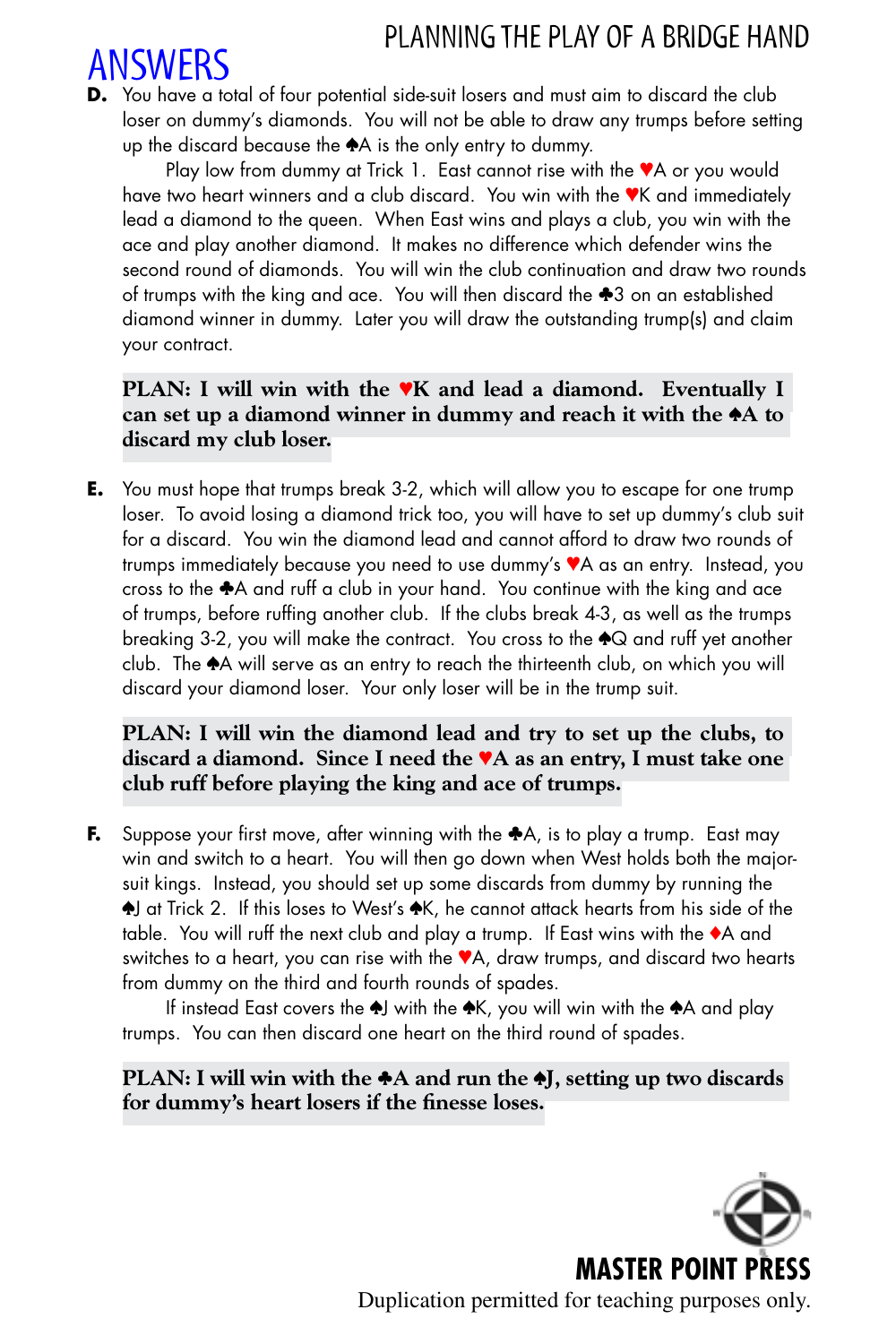# ANSWERS

**D.** You have a total of four potential side-suit losers and must aim to discard the club loser on dummy's diamonds. You will not be able to draw any trumps before setting up the discard because the ♠A is the only entry to dummy.

Play low from dummy at Trick 1. East cannot rise with the ♥A or you would have two heart winners and a club discard. You win with the ♥K and immediately lead a diamond to the queen. When East wins and plays a club, you win with the ace and play another diamond. It makes no difference which defender wins the second round of diamonds. You will win the club continuation and draw two rounds of trumps with the king and ace. You will then discard the ♣3 on an established diamond winner in dummy. Later you will draw the outstanding trump(s) and claim your contract.

**PLAN: I will win with the ♥K and lead a diamond. Eventually I can set up a diamond winner in dummy and reach it with the ♠A to discard my club loser.**

**E.** You must hope that trumps break 3-2, which will allow you to escape for one trump loser. To avoid losing a diamond trick too, you will have to set up dummy's club suit for a discard. You win the diamond lead and cannot afford to draw two rounds of trumps immediately because you need to use dummy's ♥A as an entry. Instead, you cross to the ♣A and ruff a club in your hand. You continue with the king and ace of trumps, before ruffing another club. If the clubs break 4-3, as well as the trumps breaking 3-2, you will make the contract. You cross to the ♠Q and ruff yet another club. The ♠A will serve as an entry to reach the thirteenth club, on which you will discard your diamond loser. Your only loser will be in the trump suit.

**PLAN: I will win the diamond lead and try to set up the clubs, to discard a diamond. Since I need the ♥A as an entry, I must take one club ruff before playing the king and ace of trumps.**

**F.** Suppose your first move, after winning with the ♣A, is to play a trump. East may win and switch to a heart. You will then go down when West holds both the major-suit kings. Instead, you should set up some discards from dummy by running the ♠J at Trick 2. If this loses to West's ♠K, he cannot attack hearts from his side of the table. You will ruff the next club and play a trump. If East wins with the ♦A and switches to a heart, you can rise with the ♥A, draw trumps, and discard two hearts from dummy on the third and fourth rounds of spades.

If instead East covers the ♠J with the ♠K, you will win with the ♠A and play trumps. You can then discard one heart on the third round of spades.

**PLAN: I will win with the ♣A and run the ♠J, setting up two discards for dummy's heart losers if the finesse loses.**

MASTER POINT PRESS

Duplication permitted for teaching purposes only.